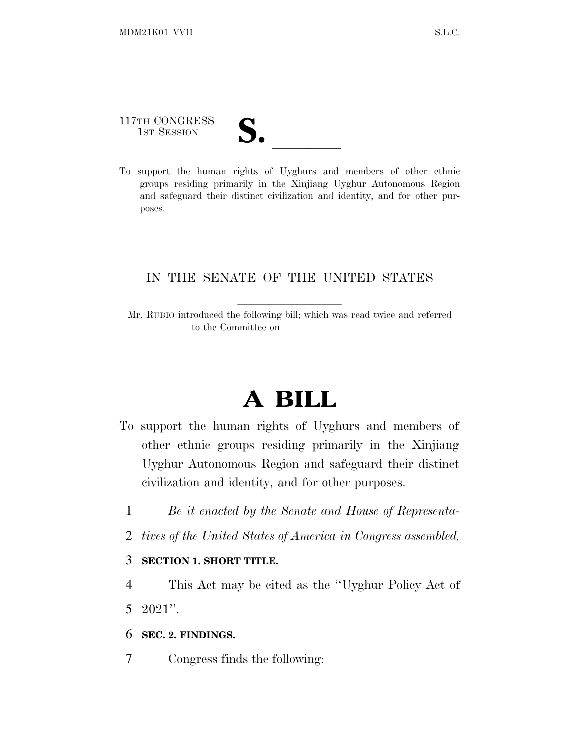117TH CONGRESS
1ST SESSION

# S. ______

To support the human rights of Uyghurs and members of other ethnic groups residing primarily in the Xinjiang Uyghur Autonomous Region and safeguard their distinct civilization and identity, and for other purposes.

---

IN THE SENATE OF THE UNITED STATES

Mr. RUBIO introduced the following bill; which was read twice and referred to the Committee on ____________________

---

# A BILL

To support the human rights of Uyghurs and members of other ethnic groups residing primarily in the Xinjiang Uyghur Autonomous Region and safeguard their distinct civilization and identity, and for other purposes.

1 *Be it enacted by the Senate and House of Representa-*
2 *tives of the United States of America in Congress assembled,*

3 **SECTION 1. SHORT TITLE.**

4 This Act may be cited as the ''Uyghur Policy Act of
5 2021''.

6 **SEC. 2. FINDINGS.**

7 Congress finds the following: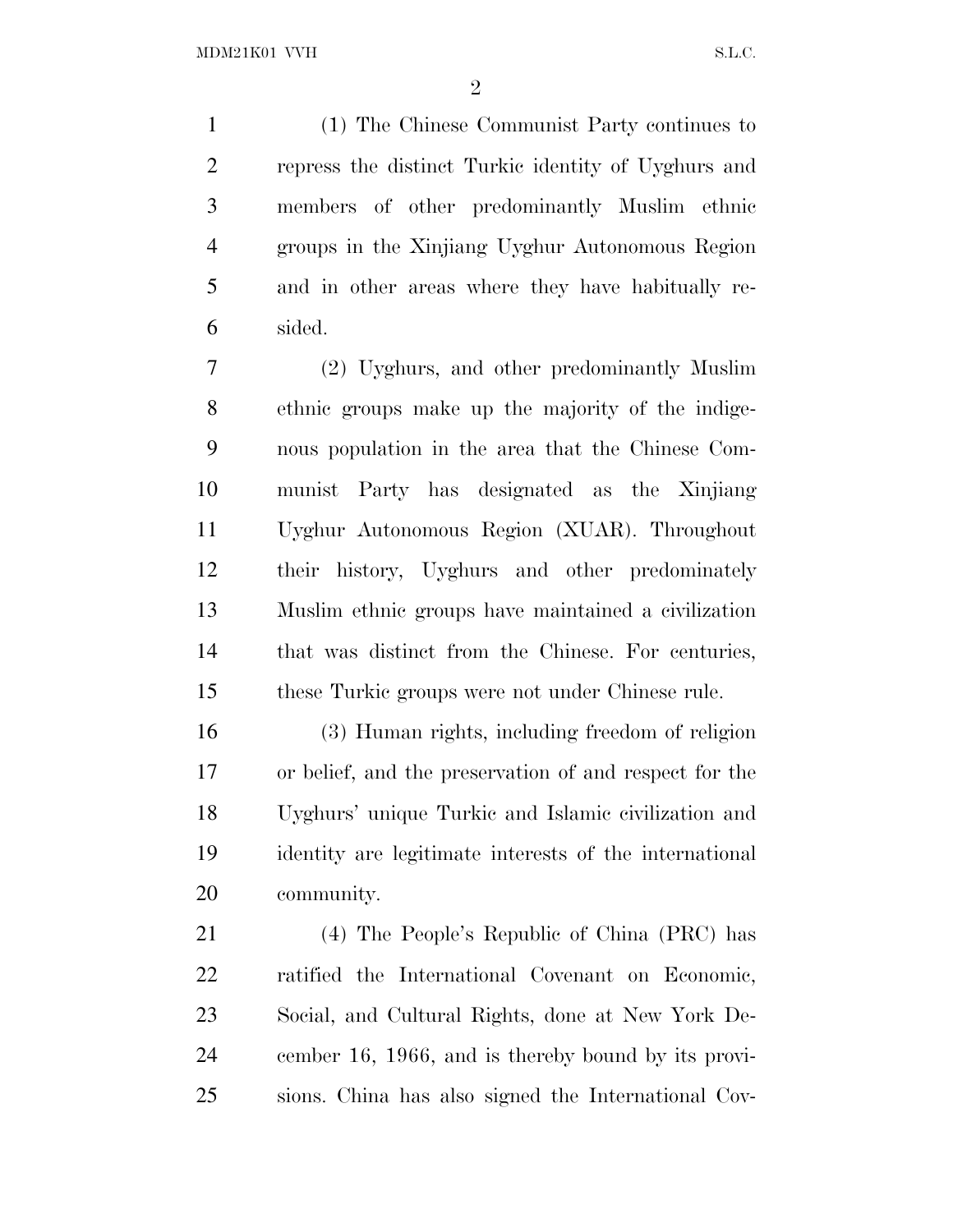(1) The Chinese Communist Party continues to repress the distinct Turkic identity of Uyghurs and members of other predominantly Muslim ethnic groups in the Xinjiang Uyghur Autonomous Region and in other areas where they have habitually resided.

(2) Uyghurs, and other predominantly Muslim ethnic groups make up the majority of the indigenous population in the area that the Chinese Communist Party has designated as the Xinjiang Uyghur Autonomous Region (XUAR). Throughout their history, Uyghurs and other predominately Muslim ethnic groups have maintained a civilization that was distinct from the Chinese. For centuries, these Turkic groups were not under Chinese rule.

(3) Human rights, including freedom of religion or belief, and the preservation of and respect for the Uyghurs' unique Turkic and Islamic civilization and identity are legitimate interests of the international community.

(4) The People's Republic of China (PRC) has ratified the International Covenant on Economic, Social, and Cultural Rights, done at New York December 16, 1966, and is thereby bound by its provisions. China has also signed the International Cov-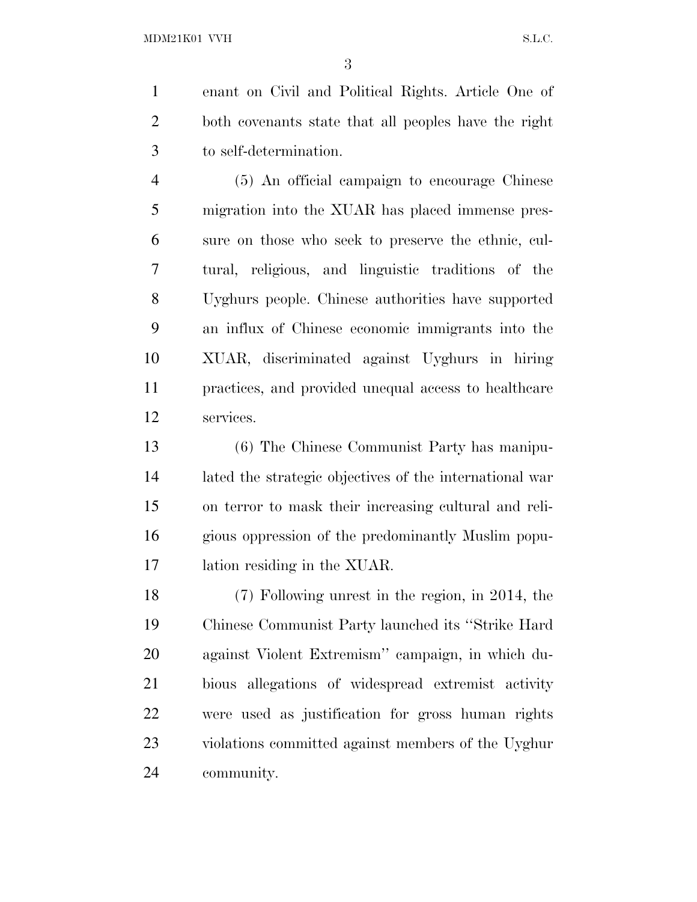enant on Civil and Political Rights. Article One of both covenants state that all peoples have the right to self-determination.

(5) An official campaign to encourage Chinese migration into the XUAR has placed immense pressure on those who seek to preserve the ethnic, cultural, religious, and linguistic traditions of the Uyghurs people. Chinese authorities have supported an influx of Chinese economic immigrants into the XUAR, discriminated against Uyghurs in hiring practices, and provided unequal access to healthcare services.

(6) The Chinese Communist Party has manipulated the strategic objectives of the international war on terror to mask their increasing cultural and religious oppression of the predominantly Muslim population residing in the XUAR.

(7) Following unrest in the region, in 2014, the Chinese Communist Party launched its ''Strike Hard against Violent Extremism'' campaign, in which dubious allegations of widespread extremist activity were used as justification for gross human rights violations committed against members of the Uyghur community.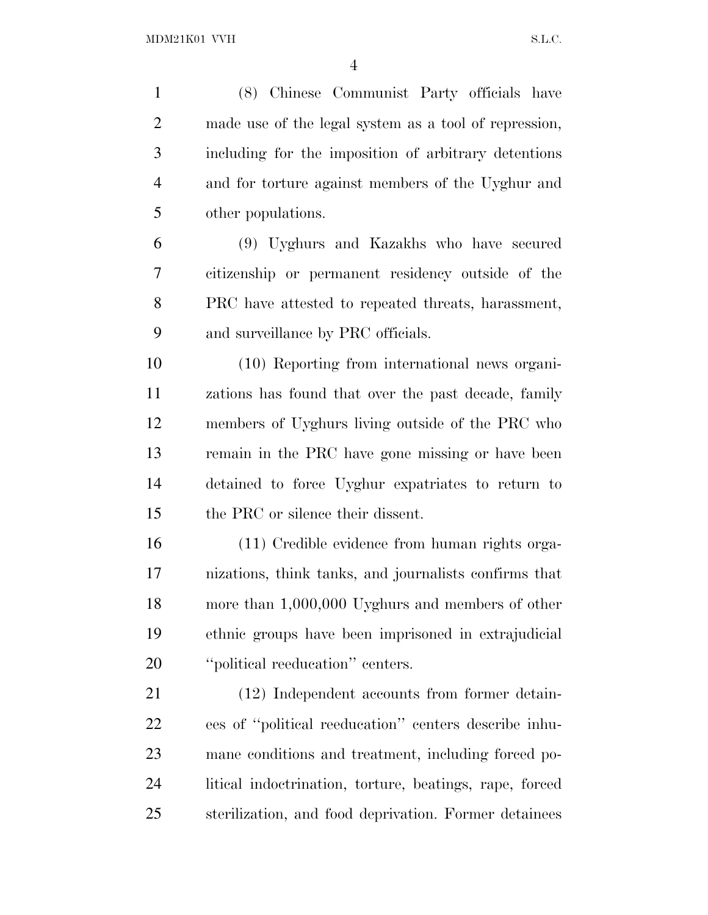(8) Chinese Communist Party officials have made use of the legal system as a tool of repression, including for the imposition of arbitrary detentions and for torture against members of the Uyghur and other populations.

(9) Uyghurs and Kazakhs who have secured citizenship or permanent residency outside of the PRC have attested to repeated threats, harassment, and surveillance by PRC officials.

(10) Reporting from international news organizations has found that over the past decade, family members of Uyghurs living outside of the PRC who remain in the PRC have gone missing or have been detained to force Uyghur expatriates to return to the PRC or silence their dissent.

(11) Credible evidence from human rights organizations, think tanks, and journalists confirms that more than 1,000,000 Uyghurs and members of other ethnic groups have been imprisoned in extrajudicial ''political reeducation'' centers.

(12) Independent accounts from former detainees of ''political reeducation'' centers describe inhumane conditions and treatment, including forced political indoctrination, torture, beatings, rape, forced sterilization, and food deprivation. Former detainees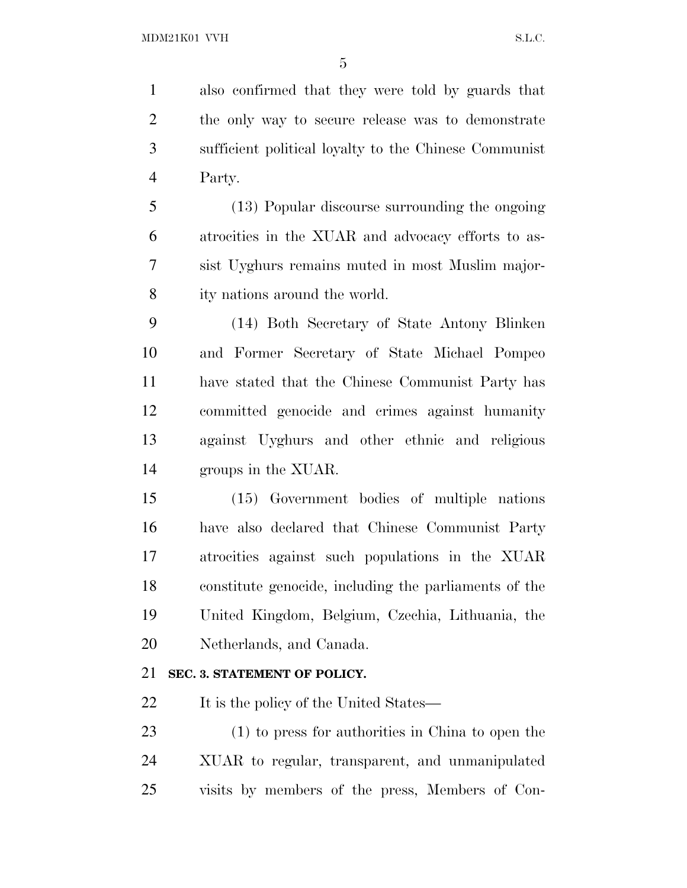also confirmed that they were told by guards that the only way to secure release was to demonstrate sufficient political loyalty to the Chinese Communist Party.

(13) Popular discourse surrounding the ongoing atrocities in the XUAR and advocacy efforts to assist Uyghurs remains muted in most Muslim majority nations around the world.

(14) Both Secretary of State Antony Blinken and Former Secretary of State Michael Pompeo have stated that the Chinese Communist Party has committed genocide and crimes against humanity against Uyghurs and other ethnic and religious groups in the XUAR.

(15) Government bodies of multiple nations have also declared that Chinese Communist Party atrocities against such populations in the XUAR constitute genocide, including the parliaments of the United Kingdom, Belgium, Czechia, Lithuania, the Netherlands, and Canada.

**SEC. 3. STATEMENT OF POLICY.**

It is the policy of the United States—

(1) to press for authorities in China to open the XUAR to regular, transparent, and unmanipulated visits by members of the press, Members of Con-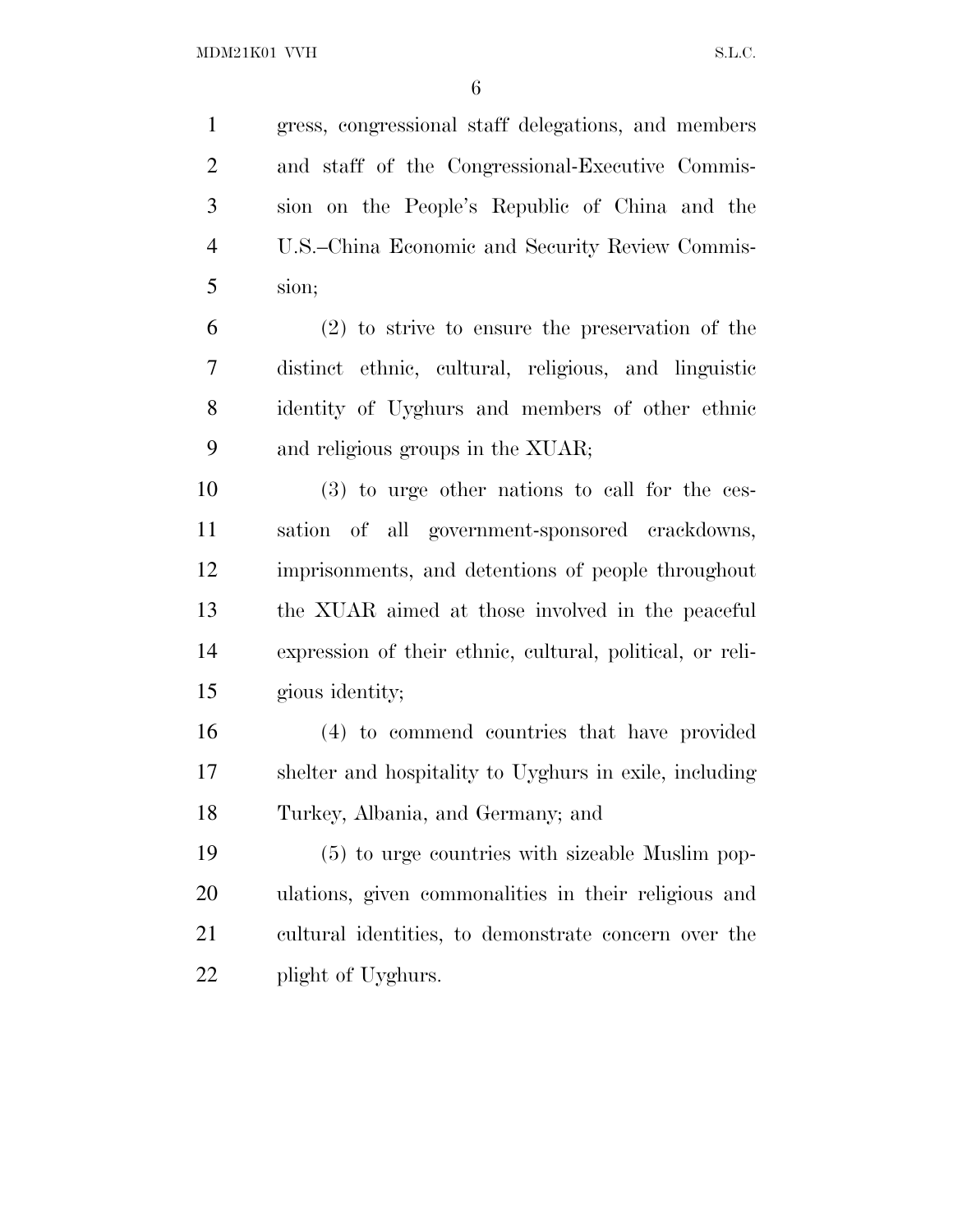gress, congressional staff delegations, and members and staff of the Congressional-Executive Commission on the People's Republic of China and the U.S.–China Economic and Security Review Commission;

(2) to strive to ensure the preservation of the distinct ethnic, cultural, religious, and linguistic identity of Uyghurs and members of other ethnic and religious groups in the XUAR;

(3) to urge other nations to call for the cessation of all government-sponsored crackdowns, imprisonments, and detentions of people throughout the XUAR aimed at those involved in the peaceful expression of their ethnic, cultural, political, or religious identity;

(4) to commend countries that have provided shelter and hospitality to Uyghurs in exile, including Turkey, Albania, and Germany; and

(5) to urge countries with sizeable Muslim populations, given commonalities in their religious and cultural identities, to demonstrate concern over the plight of Uyghurs.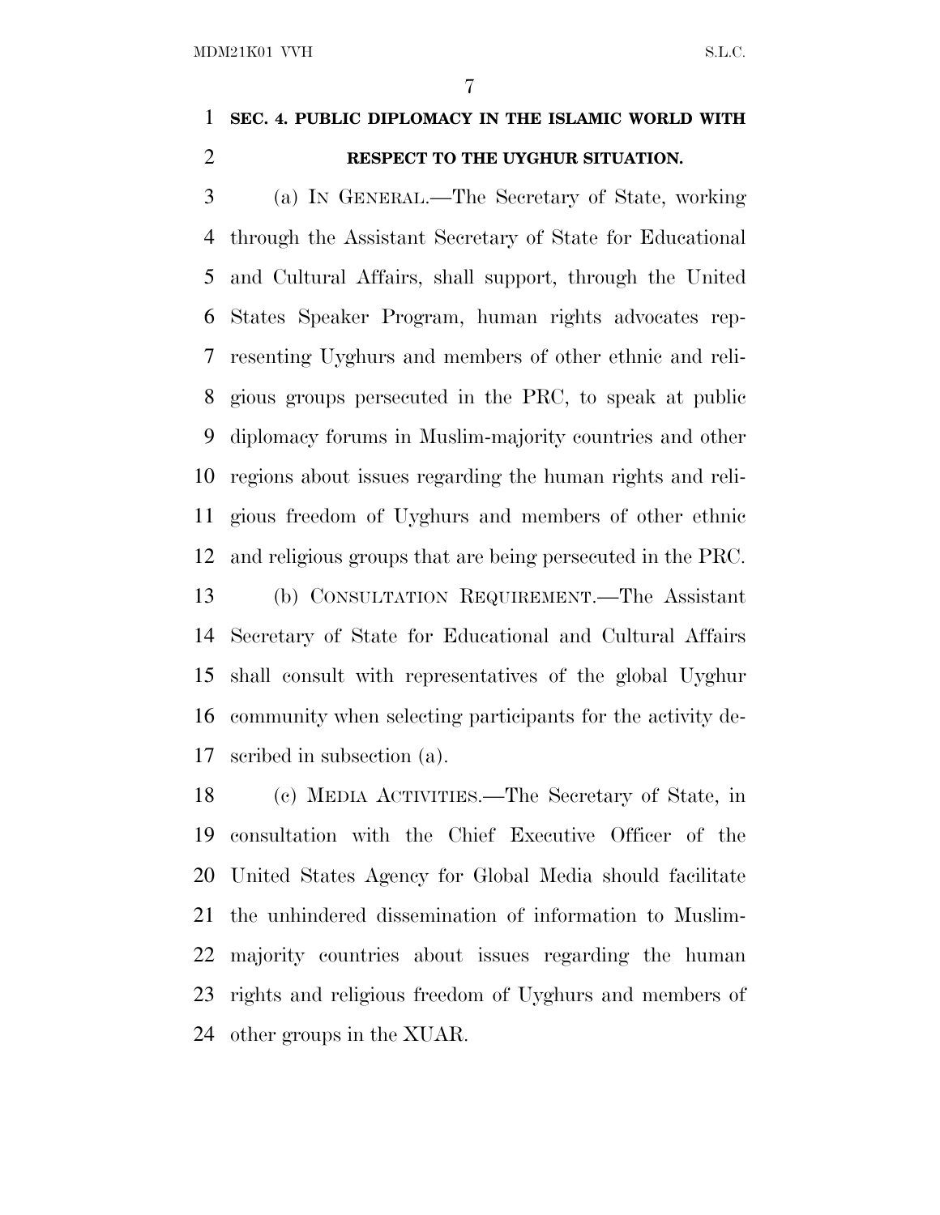**SEC. 4. PUBLIC DIPLOMACY IN THE ISLAMIC WORLD WITH RESPECT TO THE UYGHUR SITUATION.**

(a) IN GENERAL.—The Secretary of State, working through the Assistant Secretary of State for Educational and Cultural Affairs, shall support, through the United States Speaker Program, human rights advocates representing Uyghurs and members of other ethnic and religious groups persecuted in the PRC, to speak at public diplomacy forums in Muslim-majority countries and other regions about issues regarding the human rights and religious freedom of Uyghurs and members of other ethnic and religious groups that are being persecuted in the PRC.

(b) CONSULTATION REQUIREMENT.—The Assistant Secretary of State for Educational and Cultural Affairs shall consult with representatives of the global Uyghur community when selecting participants for the activity described in subsection (a).

(c) MEDIA ACTIVITIES.—The Secretary of State, in consultation with the Chief Executive Officer of the United States Agency for Global Media should facilitate the unhindered dissemination of information to Muslim-majority countries about issues regarding the human rights and religious freedom of Uyghurs and members of other groups in the XUAR.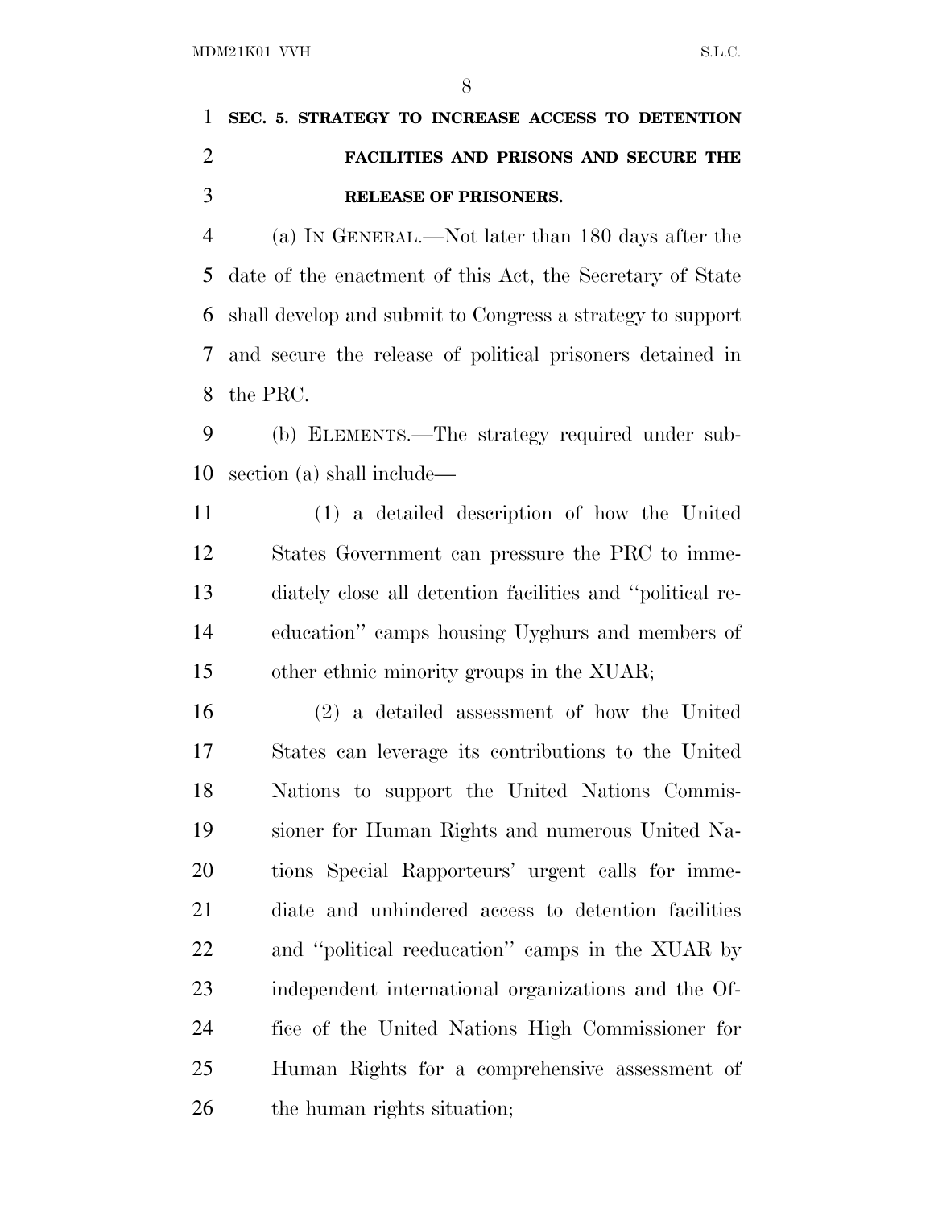**SEC. 5. STRATEGY TO INCREASE ACCESS TO DETENTION FACILITIES AND PRISONS AND SECURE THE RELEASE OF PRISONERS.**

(a) IN GENERAL.—Not later than 180 days after the date of the enactment of this Act, the Secretary of State shall develop and submit to Congress a strategy to support and secure the release of political prisoners detained in the PRC.

(b) ELEMENTS.—The strategy required under subsection (a) shall include—

(1) a detailed description of how the United States Government can pressure the PRC to immediately close all detention facilities and ''political reeducation'' camps housing Uyghurs and members of other ethnic minority groups in the XUAR;

(2) a detailed assessment of how the United States can leverage its contributions to the United Nations to support the United Nations Commissioner for Human Rights and numerous United Nations Special Rapporteurs' urgent calls for immediate and unhindered access to detention facilities and ''political reeducation'' camps in the XUAR by independent international organizations and the Office of the United Nations High Commissioner for Human Rights for a comprehensive assessment of the human rights situation;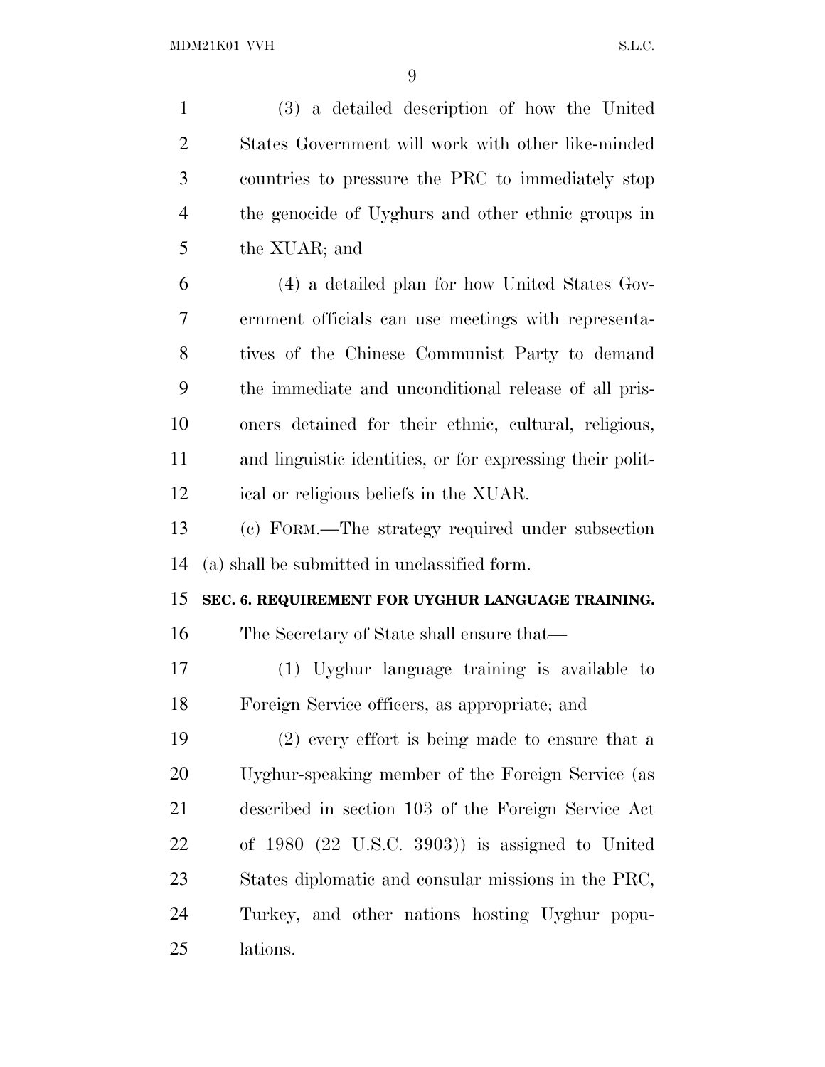(3) a detailed description of how the United States Government will work with other like-minded countries to pressure the PRC to immediately stop the genocide of Uyghurs and other ethnic groups in the XUAR; and

(4) a detailed plan for how United States Government officials can use meetings with representatives of the Chinese Communist Party to demand the immediate and unconditional release of all prisoners detained for their ethnic, cultural, religious, and linguistic identities, or for expressing their political or religious beliefs in the XUAR.

(c) FORM.—The strategy required under subsection (a) shall be submitted in unclassified form.

**SEC. 6. REQUIREMENT FOR UYGHUR LANGUAGE TRAINING.**

The Secretary of State shall ensure that—

(1) Uyghur language training is available to Foreign Service officers, as appropriate; and

(2) every effort is being made to ensure that a Uyghur-speaking member of the Foreign Service (as described in section 103 of the Foreign Service Act of 1980 (22 U.S.C. 3903)) is assigned to United States diplomatic and consular missions in the PRC, Turkey, and other nations hosting Uyghur populations.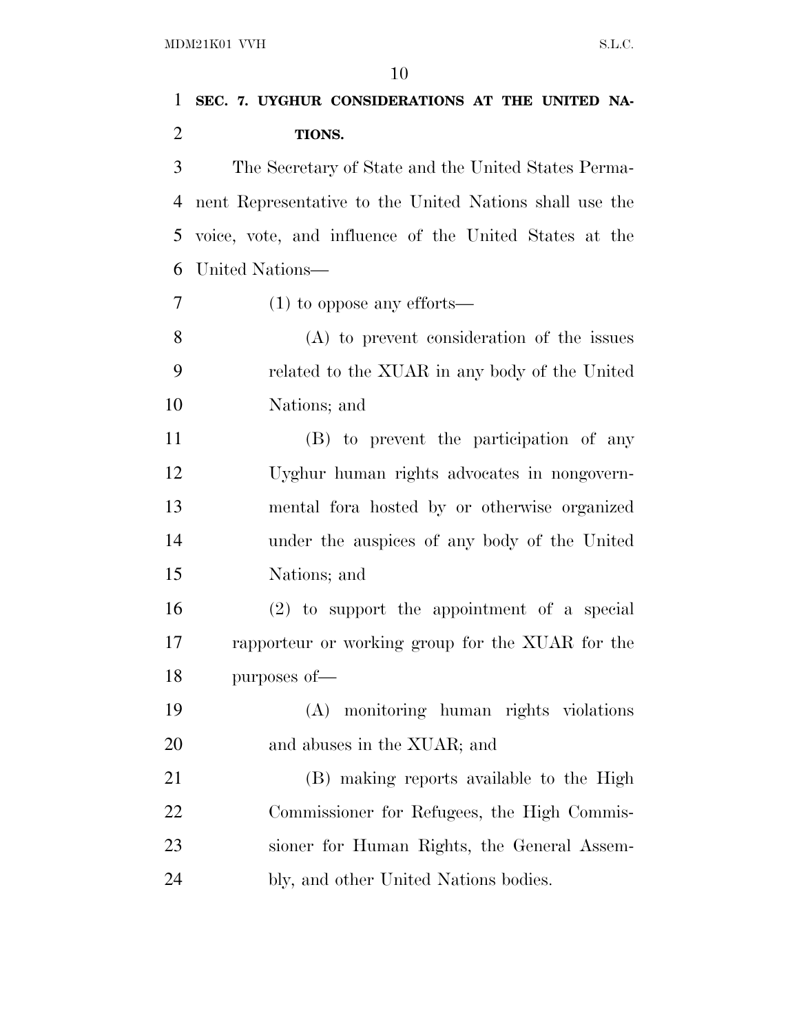## SEC. 7. UYGHUR CONSIDERATIONS AT THE UNITED NATIONS.

The Secretary of State and the United States Permanent Representative to the United Nations shall use the voice, vote, and influence of the United States at the United Nations—

(1) to oppose any efforts—

(A) to prevent consideration of the issues related to the XUAR in any body of the United Nations; and

(B) to prevent the participation of any Uyghur human rights advocates in nongovernmental fora hosted by or otherwise organized under the auspices of any body of the United Nations; and

(2) to support the appointment of a special rapporteur or working group for the XUAR for the purposes of—

(A) monitoring human rights violations and abuses in the XUAR; and

(B) making reports available to the High Commissioner for Refugees, the High Commissioner for Human Rights, the General Assembly, and other United Nations bodies.